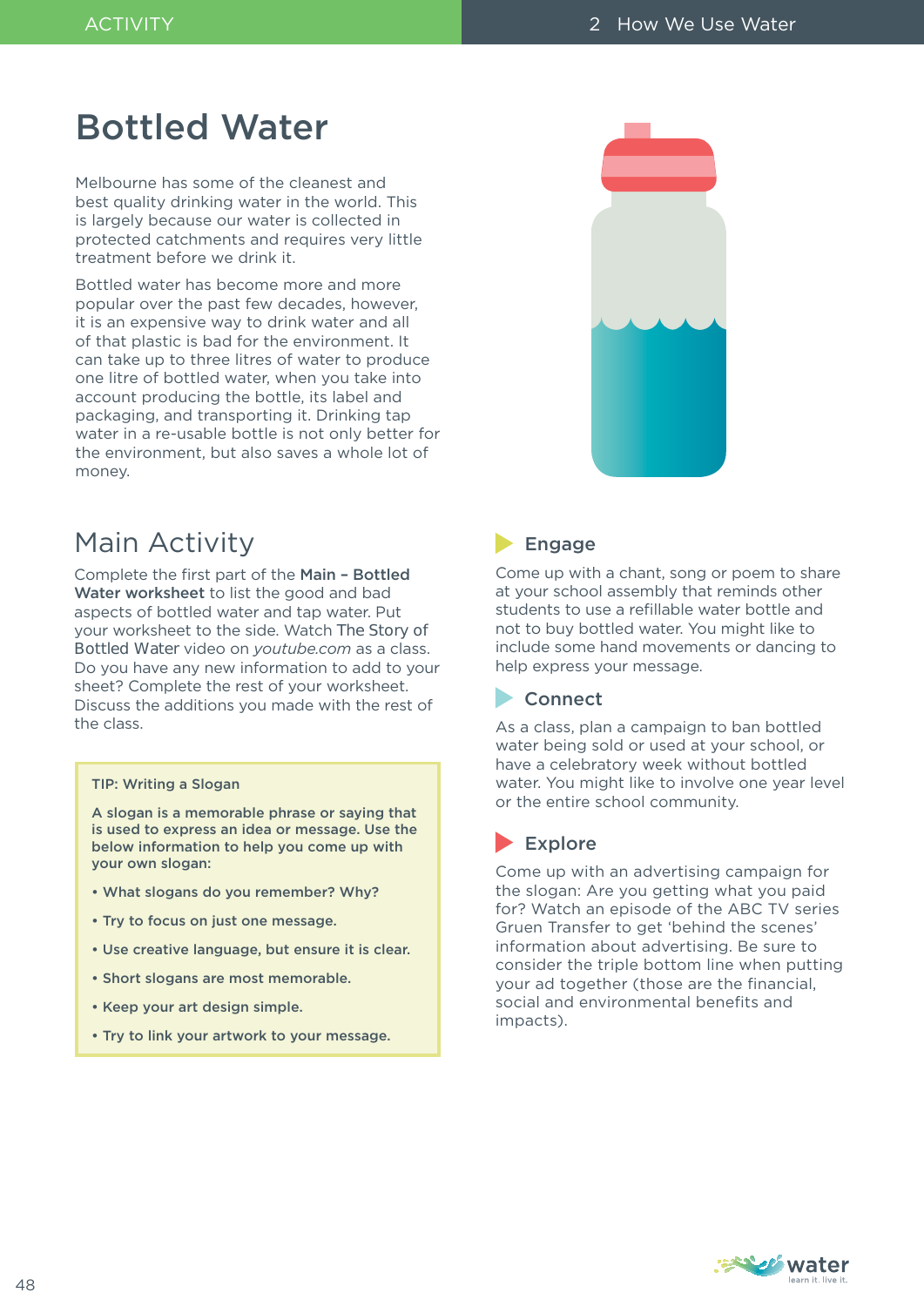# Bottled Water

Melbourne has some of the cleanest and best quality drinking water in the world. This is largely because our water is collected in protected catchments and requires very little treatment before we drink it.

Bottled water has become more and more popular over the past few decades, however, it is an expensive way to drink water and all of that plastic is bad for the environment. It can take up to three litres of water to produce one litre of bottled water, when you take into account producing the bottle, its label and packaging, and transporting it. Drinking tap water in a re-usable bottle is not only better for the environment, but also saves a whole lot of money.

## Main Activity

Complete the first part of the **Main – Bottled Water worksheet** to list the good and bad aspects of bottled water and tap water. Put your worksheet to the side. Watch The Story of Bottled Water video on *youtube.com* as a class. Do you have any new information to add to your sheet? Complete the rest of your worksheet. Discuss the additions you made with the rest of the class.

> **TIP: Writing a Slogan**
>
> **A slogan is a memorable phrase or saying that is used to express an idea or message. Use the below information to help you come up with your own slogan:**
>
> - **What slogans do you remember? Why?**
> - **Try to focus on just one message.**
> - **Use creative language, but ensure it is clear.**
> - **Short slogans are most memorable.**
> - **Keep your art design simple.**
> - **Try to link your artwork to your message.**

### Engage

Come up with a chant, song or poem to share at your school assembly that reminds other students to use a refillable water bottle and not to buy bottled water. You might like to include some hand movements or dancing to help express your message.

### Connect

As a class, plan a campaign to ban bottled water being sold or used at your school, or have a celebratory week without bottled water. You might like to involve one year level or the entire school community.

### Explore

Come up with an advertising campaign for the slogan: Are you getting what you paid for? Watch an episode of the ABC TV series Gruen Transfer to get 'behind the scenes' information about advertising. Be sure to consider the triple bottom line when putting your ad together (those are the financial, social and environmental benefits and impacts).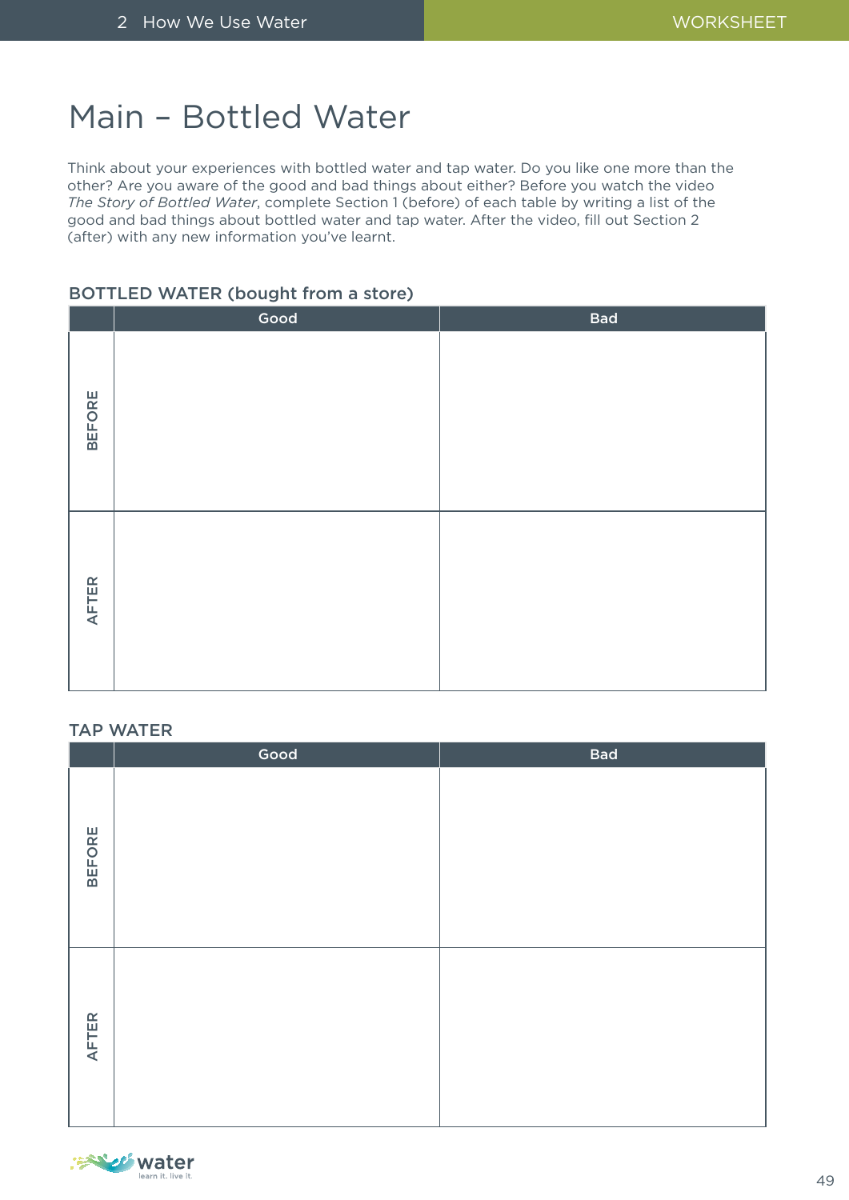# Main – Bottled Water

Think about your experiences with bottled water and tap water. Do you like one more than the other? Are you aware of the good and bad things about either? Before you watch the video *The Story of Bottled Water*, complete Section 1 (before) of each table by writing a list of the good and bad things about bottled water and tap water. After the video, fill out Section 2 (after) with any new information you've learnt.

### BOTTLED WATER (bought from a store)

| | Good | Bad |
|---|---|---|
| BEFORE | | |
| AFTER | | |

### TAP WATER

| | Good | Bad |
|---|---|---|
| BEFORE | | |
| AFTER | | |